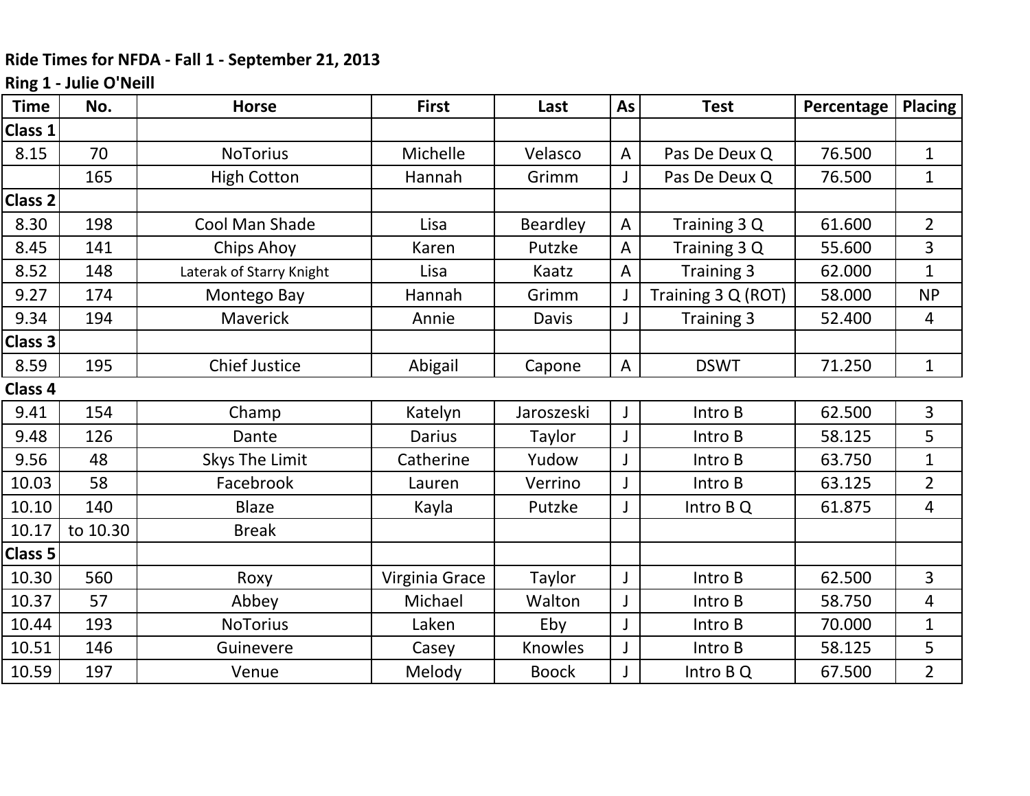**Ride Times for NFDA - Fall 1 - September 21, 2013**

**Ring 1 - Julie O'Neill**

| Time | No. | Horse | First | Last | As | Test | Percentage | Placing |
|---|---|---|---|---|---|---|---|---|
| **Class 1** | | | | | | | | |
| 8.15 | 70 | NoTorius | Michelle | Velasco | A | Pas De Deux Q | 76.500 | 1 |
| | 165 | High Cotton | Hannah | Grimm | J | Pas De Deux Q | 76.500 | 1 |
| **Class 2** | | | | | | | | |
| 8.30 | 198 | Cool Man Shade | Lisa | Beardley | A | Training 3 Q | 61.600 | 2 |
| 8.45 | 141 | Chips Ahoy | Karen | Putzke | A | Training 3 Q | 55.600 | 3 |
| 8.52 | 148 | Laterak of Starry Knight | Lisa | Kaatz | A | Training 3 | 62.000 | 1 |
| 9.27 | 174 | Montego Bay | Hannah | Grimm | J | Training 3 Q (ROT) | 58.000 | NP |
| 9.34 | 194 | Maverick | Annie | Davis | J | Training 3 | 52.400 | 4 |
| **Class 3** | | | | | | | | |
| 8.59 | 195 | Chief Justice | Abigail | Capone | A | DSWT | 71.250 | 1 |
| **Class 4** | | | | | | | | |
| 9.41 | 154 | Champ | Katelyn | Jaroszeski | J | Intro B | 62.500 | 3 |
| 9.48 | 126 | Dante | Darius | Taylor | J | Intro B | 58.125 | 5 |
| 9.56 | 48 | Skys The Limit | Catherine | Yudow | J | Intro B | 63.750 | 1 |
| 10.03 | 58 | Facebrook | Lauren | Verrino | J | Intro B | 63.125 | 2 |
| 10.10 | 140 | Blaze | Kayla | Putzke | J | Intro B Q | 61.875 | 4 |
| 10.17 | to 10.30 | Break | | | | | | |
| **Class 5** | | | | | | | | |
| 10.30 | 560 | Roxy | Virginia Grace | Taylor | J | Intro B | 62.500 | 3 |
| 10.37 | 57 | Abbey | Michael | Walton | J | Intro B | 58.750 | 4 |
| 10.44 | 193 | NoTorius | Laken | Eby | J | Intro B | 70.000 | 1 |
| 10.51 | 146 | Guinevere | Casey | Knowles | J | Intro B | 58.125 | 5 |
| 10.59 | 197 | Venue | Melody | Boock | J | Intro B Q | 67.500 | 2 |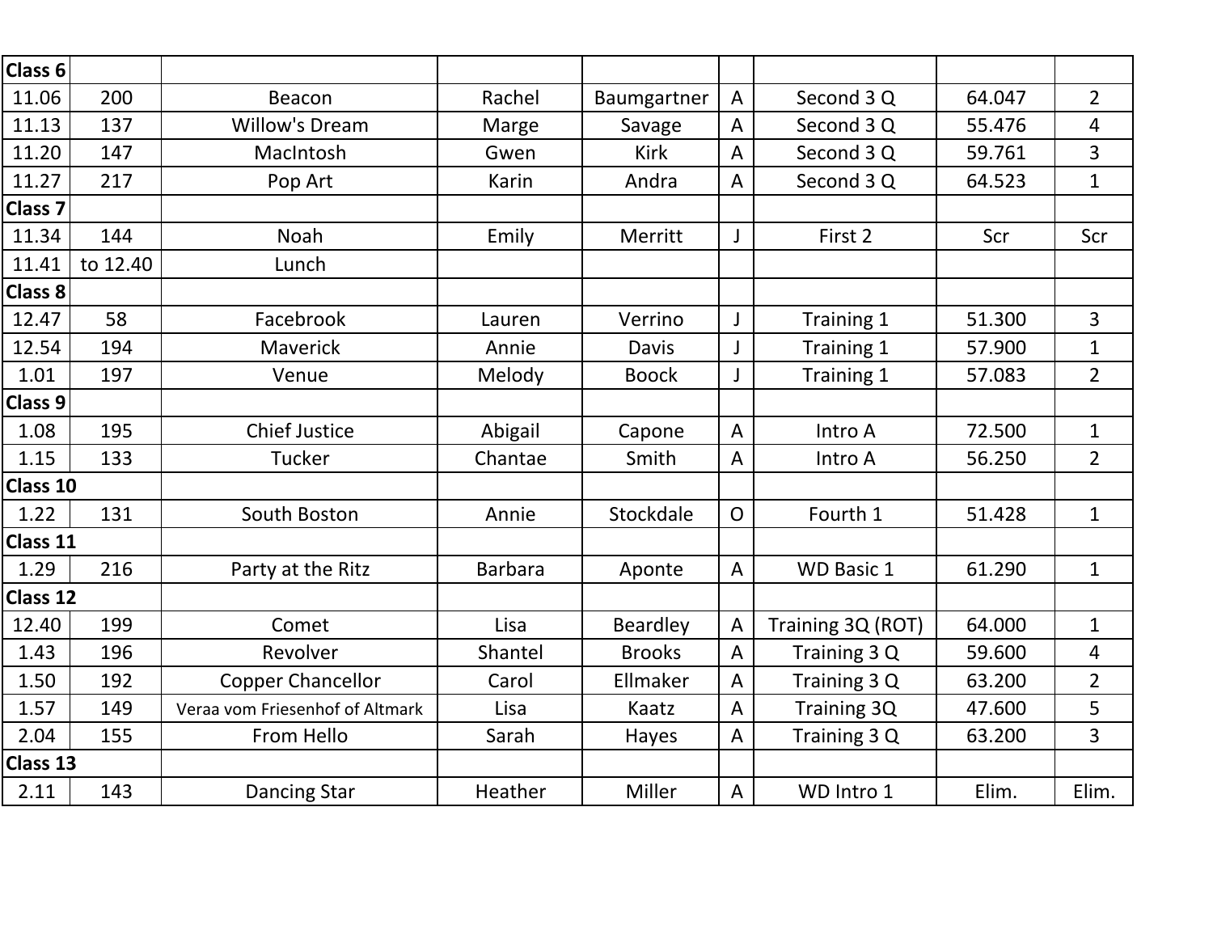| Class 6 | | | | | | | | |
|---|---|---|---|---|---|---|---|---|
| 11.06 | 200 | Beacon | Rachel | Baumgartner | A | Second 3 Q | 64.047 | 2 |
| 11.13 | 137 | Willow's Dream | Marge | Savage | A | Second 3 Q | 55.476 | 4 |
| 11.20 | 147 | MacIntosh | Gwen | Kirk | A | Second 3 Q | 59.761 | 3 |
| 11.27 | 217 | Pop Art | Karin | Andra | A | Second 3 Q | 64.523 | 1 |
| **Class 7** | | | | | | | | |
| 11.34 | 144 | Noah | Emily | Merritt | J | First 2 | Scr | Scr |
| 11.41 | to 12.40 | Lunch | | | | | | |
| **Class 8** | | | | | | | | |
| 12.47 | 58 | Facebrook | Lauren | Verrino | J | Training 1 | 51.300 | 3 |
| 12.54 | 194 | Maverick | Annie | Davis | J | Training 1 | 57.900 | 1 |
| 1.01 | 197 | Venue | Melody | Boock | J | Training 1 | 57.083 | 2 |
| **Class 9** | | | | | | | | |
| 1.08 | 195 | Chief Justice | Abigail | Capone | A | Intro A | 72.500 | 1 |
| 1.15 | 133 | Tucker | Chantae | Smith | A | Intro A | 56.250 | 2 |
| **Class 10** | | | | | | | | |
| 1.22 | 131 | South Boston | Annie | Stockdale | O | Fourth 1 | 51.428 | 1 |
| **Class 11** | | | | | | | | |
| 1.29 | 216 | Party at the Ritz | Barbara | Aponte | A | WD Basic 1 | 61.290 | 1 |
| **Class 12** | | | | | | | | |
| 12.40 | 199 | Comet | Lisa | Beardley | A | Training 3Q (ROT) | 64.000 | 1 |
| 1.43 | 196 | Revolver | Shantel | Brooks | A | Training 3 Q | 59.600 | 4 |
| 1.50 | 192 | Copper Chancellor | Carol | Ellmaker | A | Training 3 Q | 63.200 | 2 |
| 1.57 | 149 | Veraa vom Friesenhof of Altmark | Lisa | Kaatz | A | Training 3Q | 47.600 | 5 |
| 2.04 | 155 | From Hello | Sarah | Hayes | A | Training 3 Q | 63.200 | 3 |
| **Class 13** | | | | | | | | |
| 2.11 | 143 | Dancing Star | Heather | Miller | A | WD Intro 1 | Elim. | Elim. |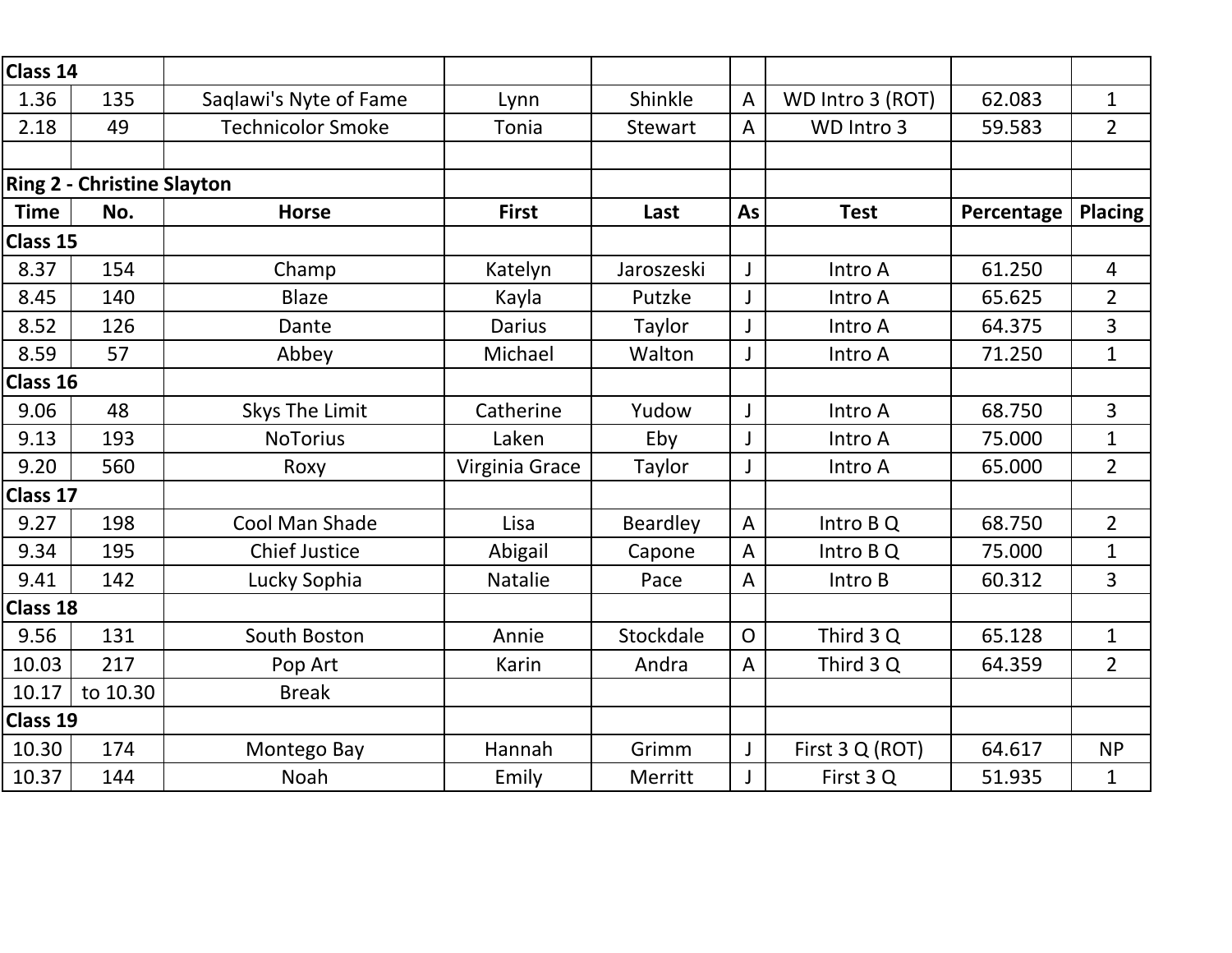| Class 14 | | | | | | | | |
|---|---|---|---|---|---|---|---|---|
| 1.36 | 135 | Saqlawi's Nyte of Fame | Lynn | Shinkle | A | WD Intro 3 (ROT) | 62.083 | 1 |
| 2.18 | 49 | Technicolor Smoke | Tonia | Stewart | A | WD Intro 3 | 59.583 | 2 |
| | | | | | | | | |
| **Ring 2 - Christine Slayton** | | | | | | | | |
| **Time** | **No.** | **Horse** | **First** | **Last** | **As** | **Test** | **Percentage** | **Placing** |
| **Class 15** | | | | | | | | |
| 8.37 | 154 | Champ | Katelyn | Jaroszeski | J | Intro A | 61.250 | 4 |
| 8.45 | 140 | Blaze | Kayla | Putzke | J | Intro A | 65.625 | 2 |
| 8.52 | 126 | Dante | Darius | Taylor | J | Intro A | 64.375 | 3 |
| 8.59 | 57 | Abbey | Michael | Walton | J | Intro A | 71.250 | 1 |
| **Class 16** | | | | | | | | |
| 9.06 | 48 | Skys The Limit | Catherine | Yudow | J | Intro A | 68.750 | 3 |
| 9.13 | 193 | NoTorius | Laken | Eby | J | Intro A | 75.000 | 1 |
| 9.20 | 560 | Roxy | Virginia Grace | Taylor | J | Intro A | 65.000 | 2 |
| **Class 17** | | | | | | | | |
| 9.27 | 198 | Cool Man Shade | Lisa | Beardley | A | Intro B Q | 68.750 | 2 |
| 9.34 | 195 | Chief Justice | Abigail | Capone | A | Intro B Q | 75.000 | 1 |
| 9.41 | 142 | Lucky Sophia | Natalie | Pace | A | Intro B | 60.312 | 3 |
| **Class 18** | | | | | | | | |
| 9.56 | 131 | South Boston | Annie | Stockdale | O | Third 3 Q | 65.128 | 1 |
| 10.03 | 217 | Pop Art | Karin | Andra | A | Third 3 Q | 64.359 | 2 |
| 10.17 | to 10.30 | Break | | | | | | |
| **Class 19** | | | | | | | | |
| 10.30 | 174 | Montego Bay | Hannah | Grimm | J | First 3 Q (ROT) | 64.617 | NP |
| 10.37 | 144 | Noah | Emily | Merritt | J | First 3 Q | 51.935 | 1 |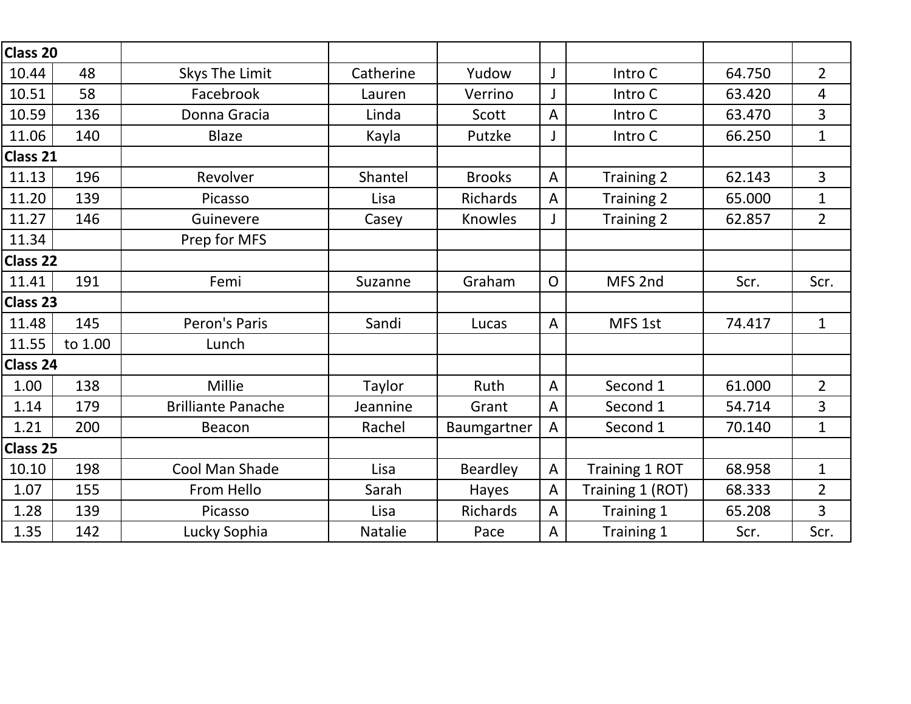| Class 20 | | | | | | | | |
|---|---|---|---|---|---|---|---|---|
| 10.44 | 48 | Skys The Limit | Catherine | Yudow | J | Intro C | 64.750 | 2 |
| 10.51 | 58 | Facebrook | Lauren | Verrino | J | Intro C | 63.420 | 4 |
| 10.59 | 136 | Donna Gracia | Linda | Scott | A | Intro C | 63.470 | 3 |
| 11.06 | 140 | Blaze | Kayla | Putzke | J | Intro C | 66.250 | 1 |
| **Class 21** | | | | | | | | |
| 11.13 | 196 | Revolver | Shantel | Brooks | A | Training 2 | 62.143 | 3 |
| 11.20 | 139 | Picasso | Lisa | Richards | A | Training 2 | 65.000 | 1 |
| 11.27 | 146 | Guinevere | Casey | Knowles | J | Training 2 | 62.857 | 2 |
| 11.34 | | Prep for MFS | | | | | | |
| **Class 22** | | | | | | | | |
| 11.41 | 191 | Femi | Suzanne | Graham | O | MFS 2nd | Scr. | Scr. |
| **Class 23** | | | | | | | | |
| 11.48 | 145 | Peron's Paris | Sandi | Lucas | A | MFS 1st | 74.417 | 1 |
| 11.55 | to 1.00 | Lunch | | | | | | |
| **Class 24** | | | | | | | | |
| 1.00 | 138 | Millie | Taylor | Ruth | A | Second 1 | 61.000 | 2 |
| 1.14 | 179 | Brilliante Panache | Jeannine | Grant | A | Second 1 | 54.714 | 3 |
| 1.21 | 200 | Beacon | Rachel | Baumgartner | A | Second 1 | 70.140 | 1 |
| **Class 25** | | | | | | | | |
| 10.10 | 198 | Cool Man Shade | Lisa | Beardley | A | Training 1 ROT | 68.958 | 1 |
| 1.07 | 155 | From Hello | Sarah | Hayes | A | Training 1 (ROT) | 68.333 | 2 |
| 1.28 | 139 | Picasso | Lisa | Richards | A | Training 1 | 65.208 | 3 |
| 1.35 | 142 | Lucky Sophia | Natalie | Pace | A | Training 1 | Scr. | Scr. |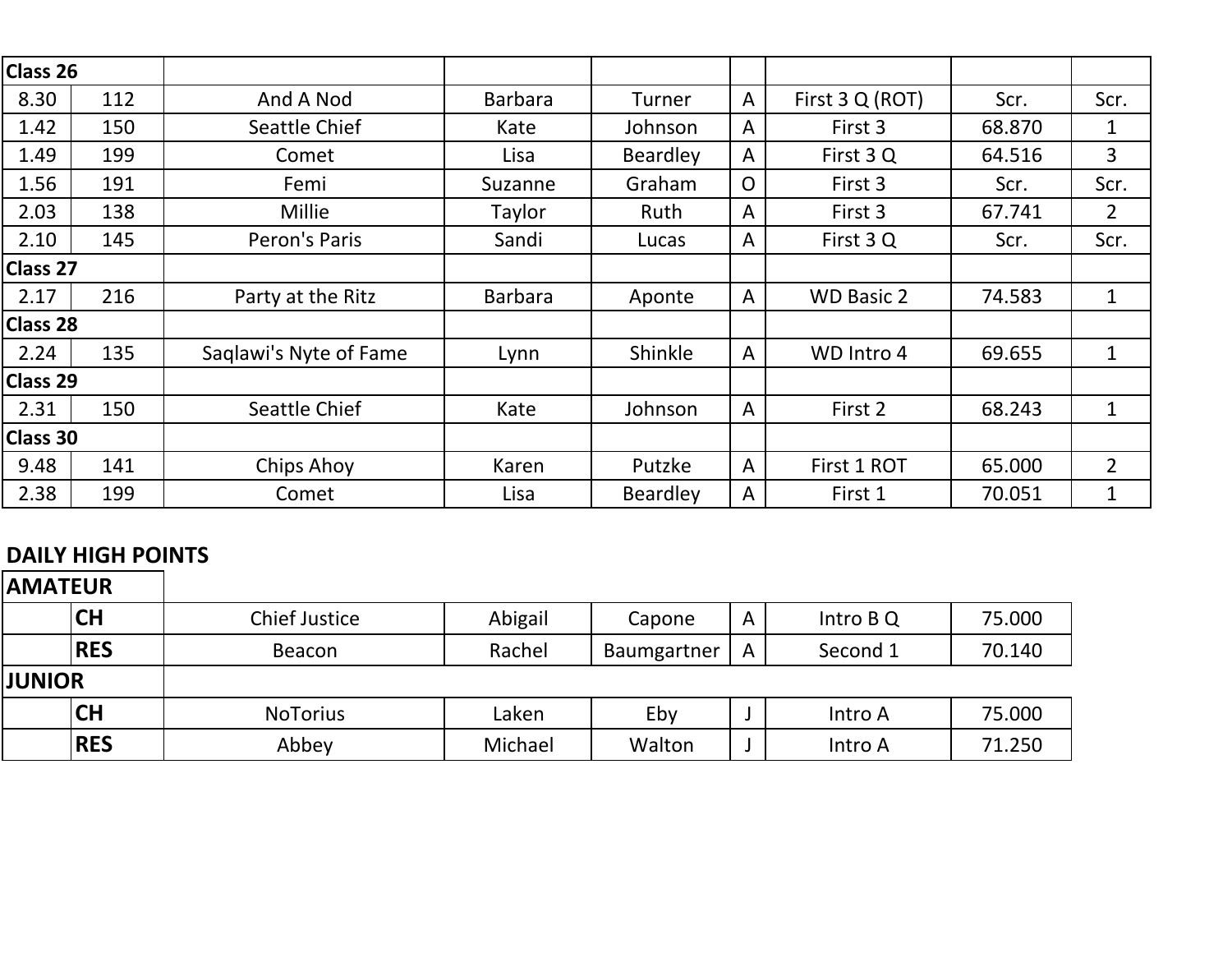| | | | | | | | | |
|---|---|---|---|---|---|---|---|---|
| **Class 26** | | | | | | | | |
| 8.30 | 112 | And A Nod | Barbara | Turner | A | First 3 Q (ROT) | Scr. | Scr. |
| 1.42 | 150 | Seattle Chief | Kate | Johnson | A | First 3 | 68.870 | 1 |
| 1.49 | 199 | Comet | Lisa | Beardley | A | First 3 Q | 64.516 | 3 |
| 1.56 | 191 | Femi | Suzanne | Graham | O | First 3 | Scr. | Scr. |
| 2.03 | 138 | Millie | Taylor | Ruth | A | First 3 | 67.741 | 2 |
| 2.10 | 145 | Peron's Paris | Sandi | Lucas | A | First 3 Q | Scr. | Scr. |
| **Class 27** | | | | | | | | |
| 2.17 | 216 | Party at the Ritz | Barbara | Aponte | A | WD Basic 2 | 74.583 | 1 |
| **Class 28** | | | | | | | | |
| 2.24 | 135 | Saqlawi's Nyte of Fame | Lynn | Shinkle | A | WD Intro 4 | 69.655 | 1 |
| **Class 29** | | | | | | | | |
| 2.31 | 150 | Seattle Chief | Kate | Johnson | A | First 2 | 68.243 | 1 |
| **Class 30** | | | | | | | | |
| 9.48 | 141 | Chips Ahoy | Karen | Putzke | A | First 1 ROT | 65.000 | 2 |
| 2.38 | 199 | Comet | Lisa | Beardley | A | First 1 | 70.051 | 1 |

## DAILY HIGH POINTS

| | | | | | | | |
|---|---|---|---|---|---|---|---|
| **AMATEUR** | | | | | | | |
| | **CH** | Chief Justice | Abigail | Capone | A | Intro B Q | 75.000 |
| | **RES** | Beacon | Rachel | Baumgartner | A | Second 1 | 70.140 |
| **JUNIOR** | | | | | | | |
| | **CH** | NoTorius | Laken | Eby | J | Intro A | 75.000 |
| | **RES** | Abbey | Michael | Walton | J | Intro A | 71.250 |